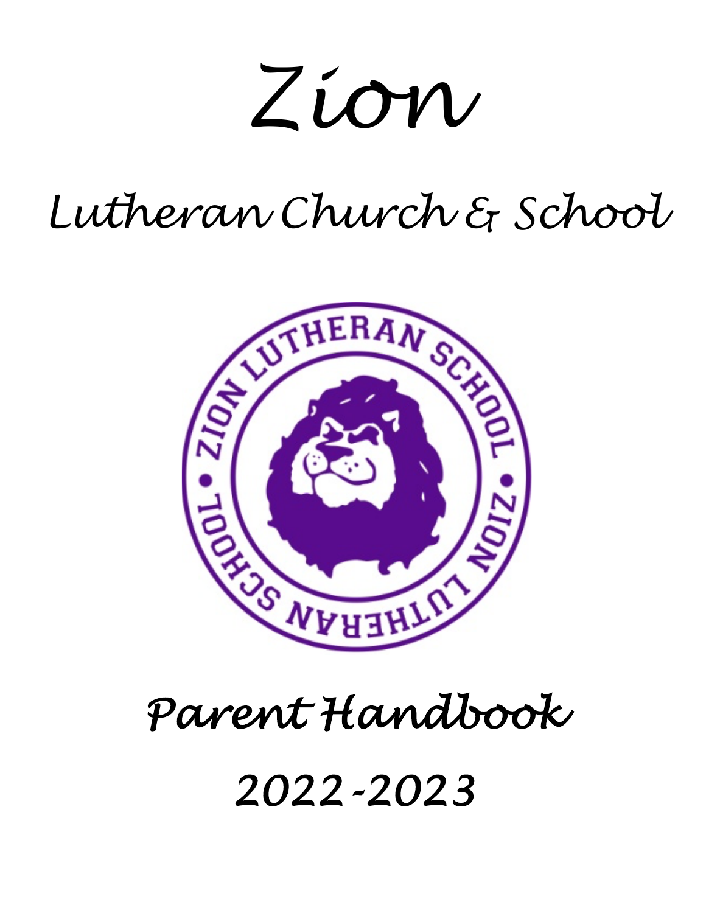# Zion

## Lutheran Church & School

## Parent Handbook

## 2022-2023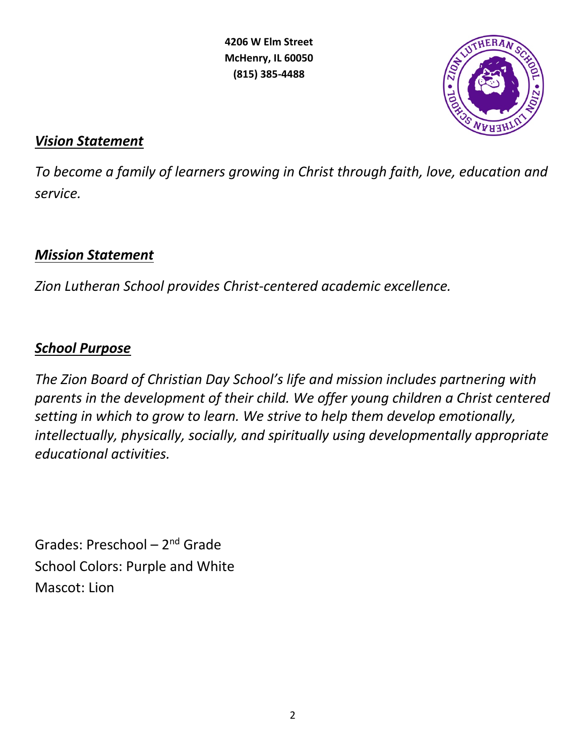**4206 W Elm Street**
**McHenry, IL 60050**
**(815) 385-4488**

## ***Vision Statement***

*To become a family of learners growing in Christ through faith, love, education and service.*

## ***Mission Statement***

*Zion Lutheran School provides Christ-centered academic excellence.*

## ***School Purpose***

*The Zion Board of Christian Day School's life and mission includes partnering with parents in the development of their child. We offer young children a Christ centered setting in which to grow to learn. We strive to help them develop emotionally, intellectually, physically, socially, and spiritually using developmentally appropriate educational activities.*

Grades: Preschool – 2nd Grade
School Colors: Purple and White
Mascot: Lion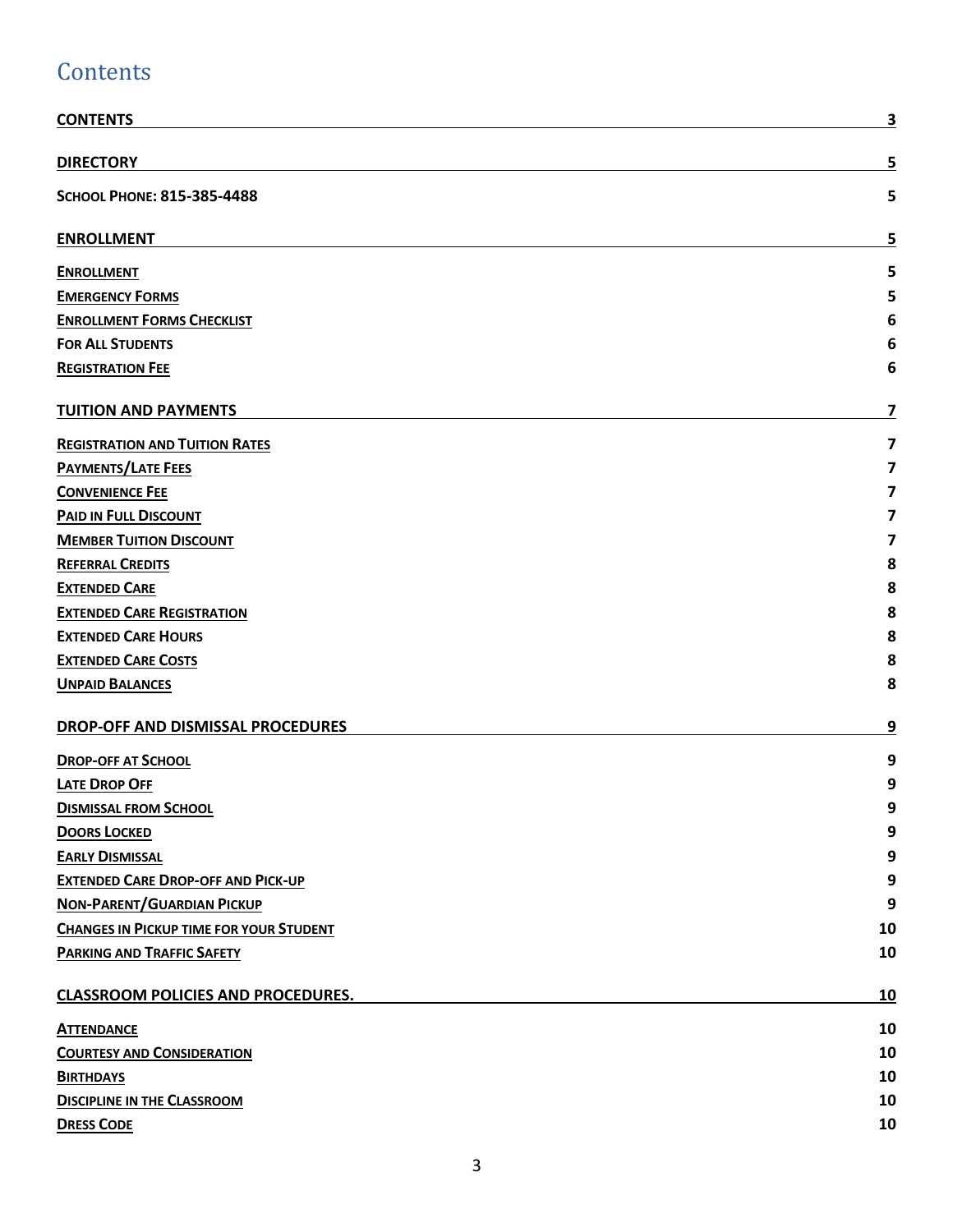# Contents

| | |
|---|---|
| **CONTENTS** | **3** |
| **DIRECTORY** | **5** |
| **SCHOOL PHONE: 815-385-4488** | **5** |
| **ENROLLMENT** | **5** |
| **ENROLLMENT** | **5** |
| **EMERGENCY FORMS** | **5** |
| **ENROLLMENT FORMS CHECKLIST** | **6** |
| **FOR ALL STUDENTS** | **6** |
| **REGISTRATION FEE** | **6** |
| **TUITION AND PAYMENTS** | **7** |
| **REGISTRATION AND TUITION RATES** | **7** |
| **PAYMENTS/LATE FEES** | **7** |
| **CONVENIENCE FEE** | **7** |
| **PAID IN FULL DISCOUNT** | **7** |
| **MEMBER TUITION DISCOUNT** | **7** |
| **REFERRAL CREDITS** | **8** |
| **EXTENDED CARE** | **8** |
| **EXTENDED CARE REGISTRATION** | **8** |
| **EXTENDED CARE HOURS** | **8** |
| **EXTENDED CARE COSTS** | **8** |
| **UNPAID BALANCES** | **8** |
| **DROP-OFF AND DISMISSAL PROCEDURES** | **9** |
| **DROP-OFF AT SCHOOL** | **9** |
| **LATE DROP OFF** | **9** |
| **DISMISSAL FROM SCHOOL** | **9** |
| **DOORS LOCKED** | **9** |
| **EARLY DISMISSAL** | **9** |
| **EXTENDED CARE DROP-OFF AND PICK-UP** | **9** |
| **NON-PARENT/GUARDIAN PICKUP** | **9** |
| **CHANGES IN PICKUP TIME FOR YOUR STUDENT** | **10** |
| **PARKING AND TRAFFIC SAFETY** | **10** |
| **CLASSROOM POLICIES AND PROCEDURES.** | **10** |
| **ATTENDANCE** | **10** |
| **COURTESY AND CONSIDERATION** | **10** |
| **BIRTHDAYS** | **10** |
| **DISCIPLINE IN THE CLASSROOM** | **10** |
| **DRESS CODE** | **10** |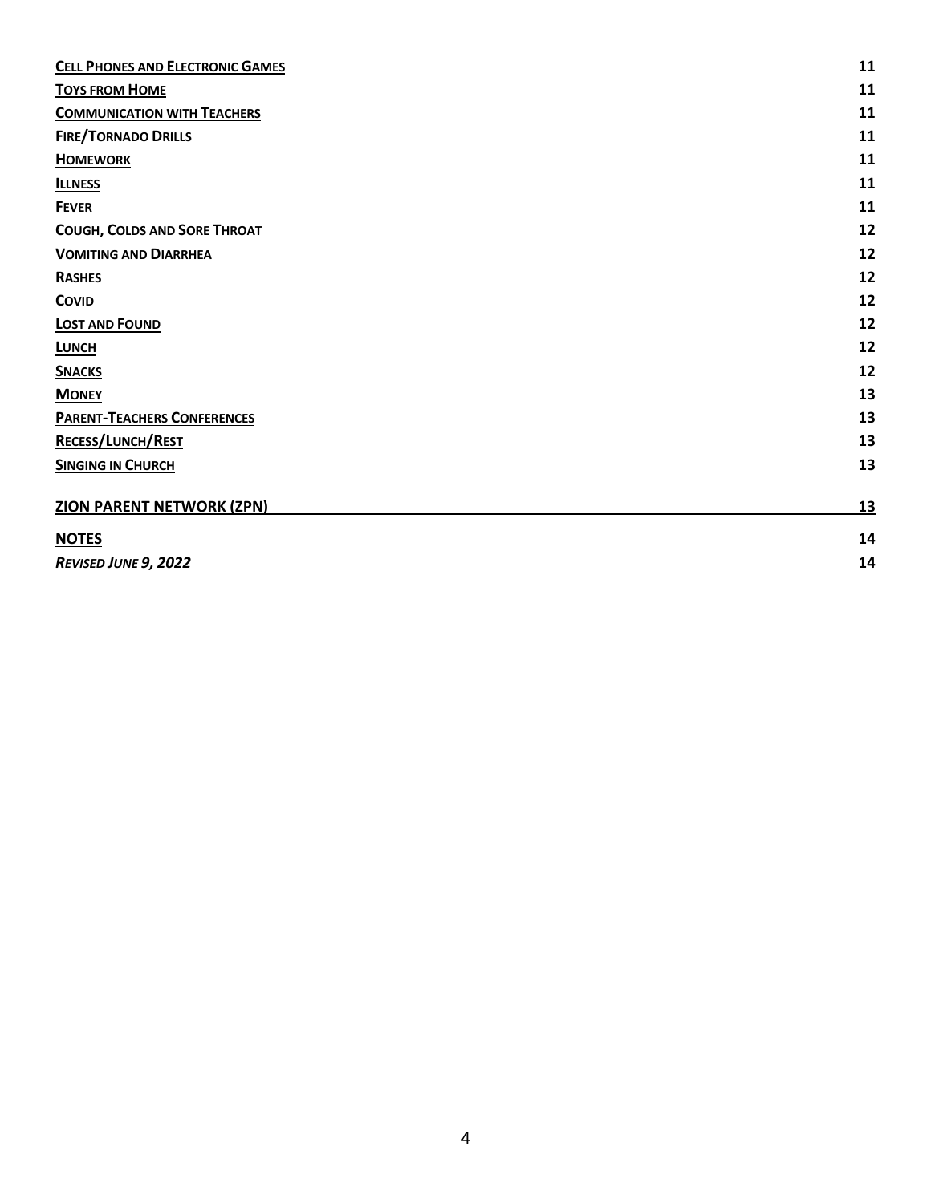| | |
|---|---|
| **Cell Phones and Electronic Games** | **11** |
| **Toys from Home** | **11** |
| **Communication with Teachers** | **11** |
| **Fire/Tornado Drills** | **11** |
| **Homework** | **11** |
| **Illness** | **11** |
| **Fever** | **11** |
| **Cough, Colds and Sore Throat** | **12** |
| **Vomiting and Diarrhea** | **12** |
| **Rashes** | **12** |
| **Covid** | **12** |
| **Lost and Found** | **12** |
| **Lunch** | **12** |
| **Snacks** | **12** |
| **Money** | **13** |
| **Parent-Teachers Conferences** | **13** |
| **Recess/Lunch/Rest** | **13** |
| **Singing in Church** | **13** |
| **ZION PARENT NETWORK (ZPN)** | **13** |
| **NOTES** | **14** |
| ***Revised June 9, 2022*** | **14** |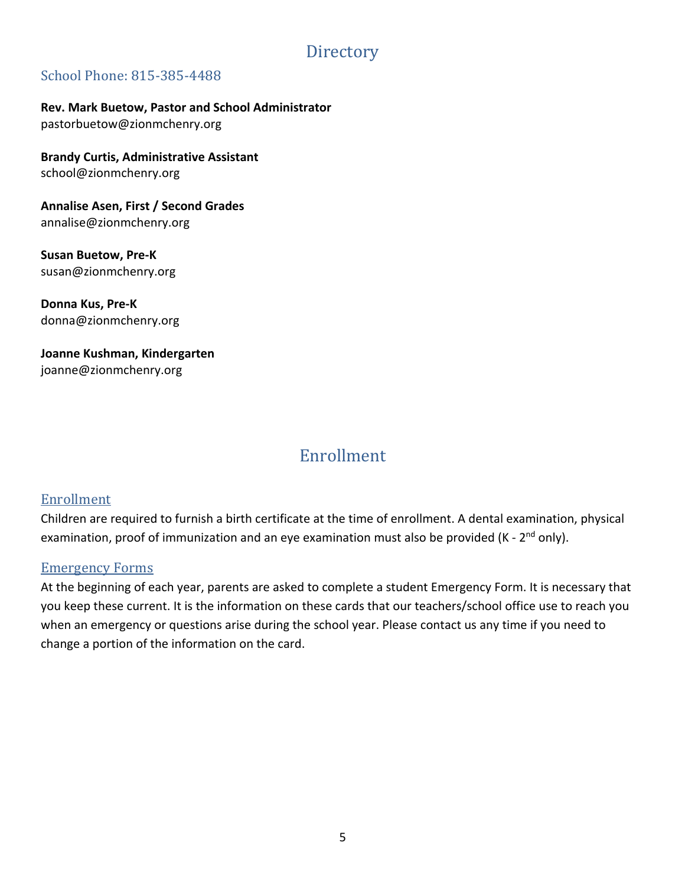# Directory

## School Phone: 815-385-4488

**Rev. Mark Buetow, Pastor and School Administrator**
pastorbuetow@zionmchenry.org

**Brandy Curtis, Administrative Assistant**
school@zionmchenry.org

**Annalise Asen, First / Second Grades**
annalise@zionmchenry.org

**Susan Buetow, Pre-K**
susan@zionmchenry.org

**Donna Kus, Pre-K**
donna@zionmchenry.org

**Joanne Kushman, Kindergarten**
joanne@zionmchenry.org

# Enrollment

## Enrollment

Children are required to furnish a birth certificate at the time of enrollment. A dental examination, physical examination, proof of immunization and an eye examination must also be provided (K - 2nd only).

## Emergency Forms

At the beginning of each year, parents are asked to complete a student Emergency Form. It is necessary that you keep these current. It is the information on these cards that our teachers/school office use to reach you when an emergency or questions arise during the school year. Please contact us any time if you need to change a portion of the information on the card.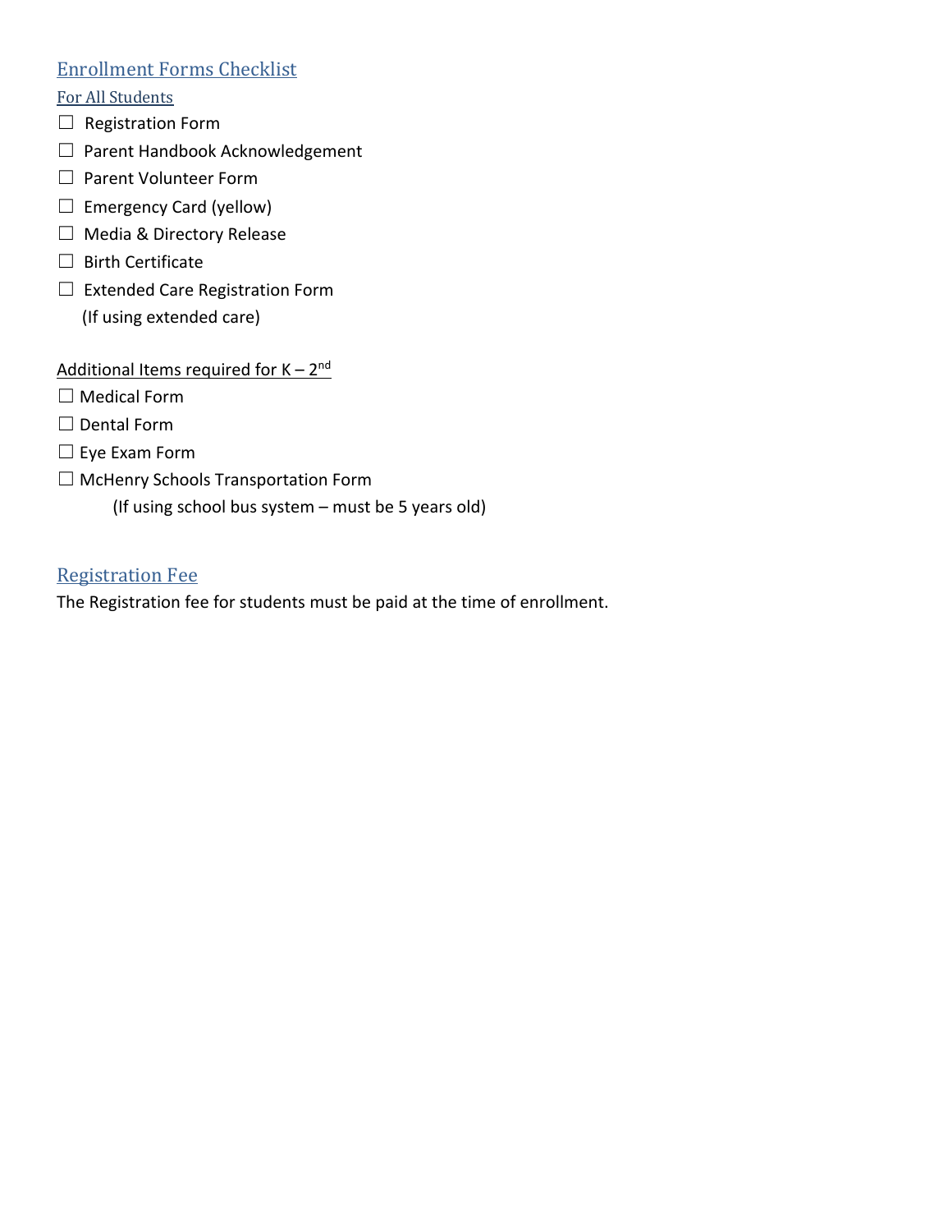## Enrollment Forms Checklist

### For All Students

- ☐ Registration Form
- ☐ Parent Handbook Acknowledgement
- ☐ Parent Volunteer Form
- ☐ Emergency Card (yellow)
- ☐ Media & Directory Release
- ☐ Birth Certificate
- ☐ Extended Care Registration Form
  (If using extended care)

### Additional Items required for K – 2nd

- ☐ Medical Form
- ☐ Dental Form
- ☐ Eye Exam Form
- ☐ McHenry Schools Transportation Form
  (If using school bus system – must be 5 years old)

## Registration Fee

The Registration fee for students must be paid at the time of enrollment.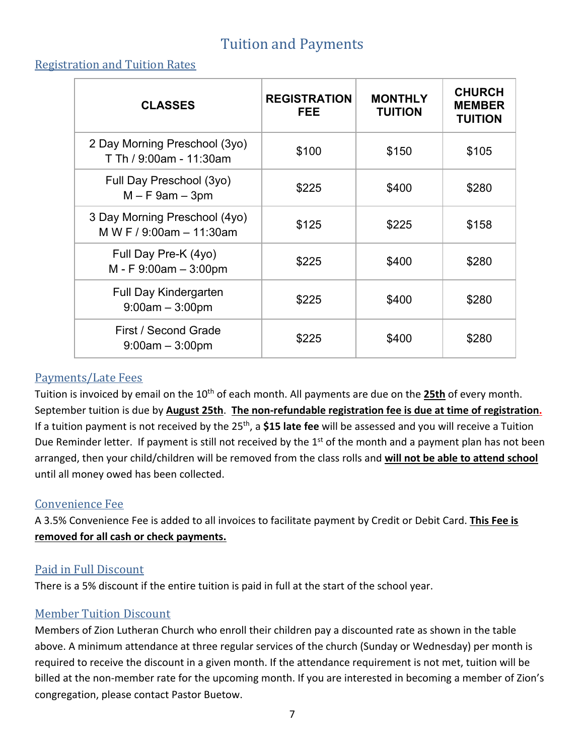# Tuition and Payments

## Registration and Tuition Rates

| CLASSES | REGISTRATION FEE | MONTHLY TUITION | CHURCH MEMBER TUITION |
|---|---|---|---|
| 2 Day Morning Preschool (3yo) T Th / 9:00am - 11:30am | $100 | $150 | $105 |
| Full Day Preschool (3yo) M – F 9am – 3pm | $225 | $400 | $280 |
| 3 Day Morning Preschool (4yo) M W F / 9:00am – 11:30am | $125 | $225 | $158 |
| Full Day Pre-K (4yo) M - F 9:00am – 3:00pm | $225 | $400 | $280 |
| Full Day Kindergarten 9:00am – 3:00pm | $225 | $400 | $280 |
| First / Second Grade 9:00am – 3:00pm | $225 | $400 | $280 |

## Payments/Late Fees

Tuition is invoiced by email on the 10th of each month. All payments are due on the **25th** of every month. September tuition is due by **August 25th**. **The non-refundable registration fee is due at time of registration.** If a tuition payment is not received by the 25th, a **$15 late fee** will be assessed and you will receive a Tuition Due Reminder letter. If payment is still not received by the 1st of the month and a payment plan has not been arranged, then your child/children will be removed from the class rolls and **will not be able to attend school** until all money owed has been collected.

## Convenience Fee

A 3.5% Convenience Fee is added to all invoices to facilitate payment by Credit or Debit Card. **This Fee is removed for all cash or check payments.**

## Paid in Full Discount

There is a 5% discount if the entire tuition is paid in full at the start of the school year.

## Member Tuition Discount

Members of Zion Lutheran Church who enroll their children pay a discounted rate as shown in the table above. A minimum attendance at three regular services of the church (Sunday or Wednesday) per month is required to receive the discount in a given month. If the attendance requirement is not met, tuition will be billed at the non-member rate for the upcoming month. If you are interested in becoming a member of Zion's congregation, please contact Pastor Buetow.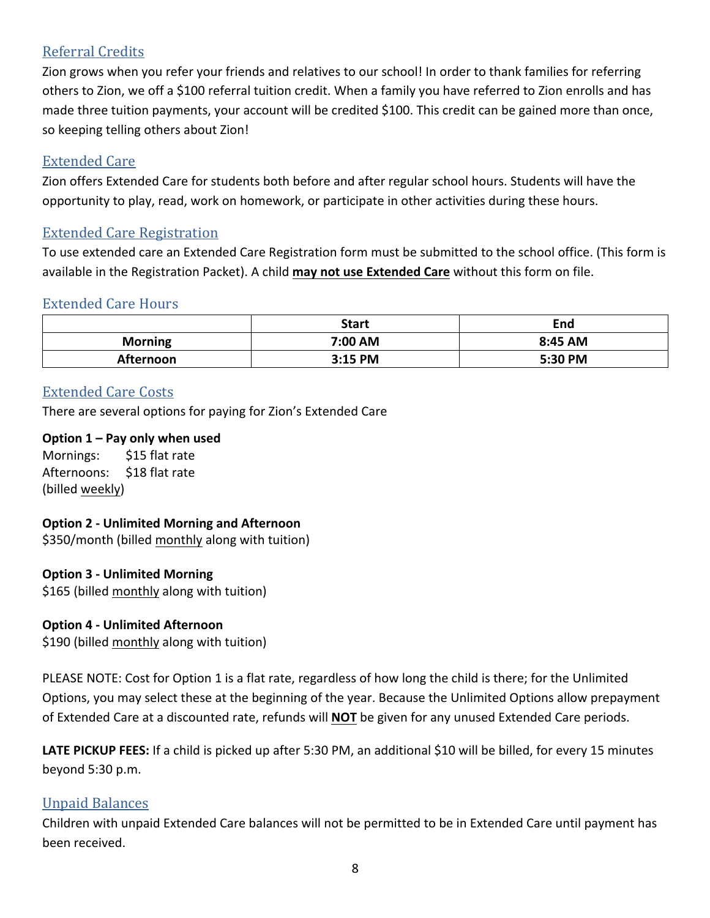## Referral Credits

Zion grows when you refer your friends and relatives to our school! In order to thank families for referring others to Zion, we off a $100 referral tuition credit. When a family you have referred to Zion enrolls and has made three tuition payments, your account will be credited $100. This credit can be gained more than once, so keeping telling others about Zion!

## Extended Care

Zion offers Extended Care for students both before and after regular school hours. Students will have the opportunity to play, read, work on homework, or participate in other activities during these hours.

## Extended Care Registration

To use extended care an Extended Care Registration form must be submitted to the school office. (This form is available in the Registration Packet). A child **may not use Extended Care** without this form on file.

### Extended Care Hours

| | Start | End |
|---|---|---|
| **Morning** | **7:00 AM** | **8:45 AM** |
| **Afternoon** | **3:15 PM** | **5:30 PM** |

## Extended Care Costs

There are several options for paying for Zion's Extended Care

**Option 1 – Pay only when used**
Mornings: $15 flat rate
Afternoons: $18 flat rate
(billed weekly)

**Option 2 - Unlimited Morning and Afternoon**
$350/month (billed monthly along with tuition)

**Option 3 - Unlimited Morning**
$165 (billed monthly along with tuition)

**Option 4 - Unlimited Afternoon**
$190 (billed monthly along with tuition)

PLEASE NOTE: Cost for Option 1 is a flat rate, regardless of how long the child is there; for the Unlimited Options, you may select these at the beginning of the year. Because the Unlimited Options allow prepayment of Extended Care at a discounted rate, refunds will **NOT** be given for any unused Extended Care periods.

**LATE PICKUP FEES:** If a child is picked up after 5:30 PM, an additional $10 will be billed, for every 15 minutes beyond 5:30 p.m.

## Unpaid Balances

Children with unpaid Extended Care balances will not be permitted to be in Extended Care until payment has been received.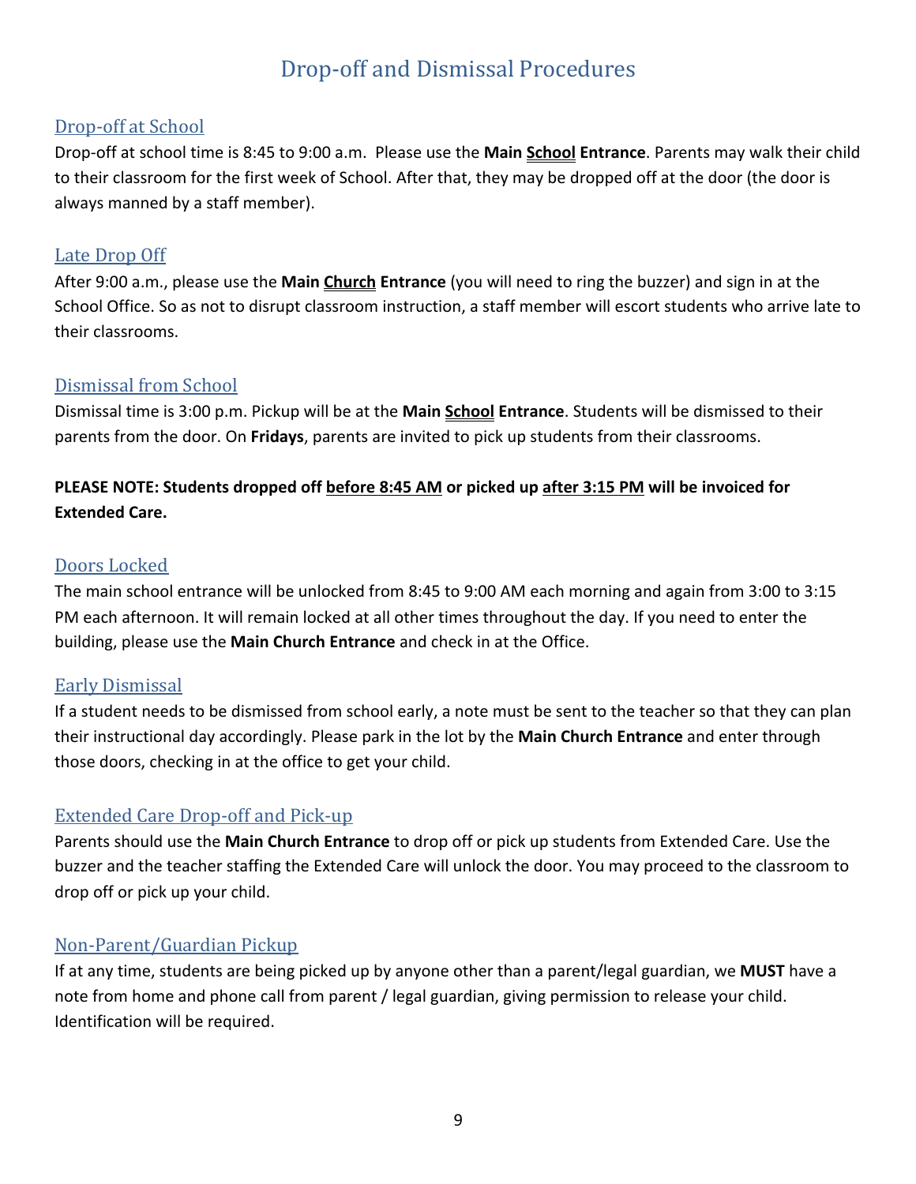# Drop-off and Dismissal Procedures

## Drop-off at School

Drop-off at school time is 8:45 to 9:00 a.m. Please use the **Main <u>School</u> Entrance**. Parents may walk their child to their classroom for the first week of School. After that, they may be dropped off at the door (the door is always manned by a staff member).

## Late Drop Off

After 9:00 a.m., please use the **Main <u>Church</u> Entrance** (you will need to ring the buzzer) and sign in at the School Office. So as not to disrupt classroom instruction, a staff member will escort students who arrive late to their classrooms.

## Dismissal from School

Dismissal time is 3:00 p.m. Pickup will be at the **Main <u>School</u> Entrance**. Students will be dismissed to their parents from the door. On **Fridays**, parents are invited to pick up students from their classrooms.

**PLEASE NOTE: Students dropped off <u>before 8:45 AM</u> or picked up <u>after 3:15 PM</u> will be invoiced for Extended Care.**

## Doors Locked

The main school entrance will be unlocked from 8:45 to 9:00 AM each morning and again from 3:00 to 3:15 PM each afternoon. It will remain locked at all other times throughout the day. If you need to enter the building, please use the **Main Church Entrance** and check in at the Office.

## Early Dismissal

If a student needs to be dismissed from school early, a note must be sent to the teacher so that they can plan their instructional day accordingly. Please park in the lot by the **Main Church Entrance** and enter through those doors, checking in at the office to get your child.

## Extended Care Drop-off and Pick-up

Parents should use the **Main Church Entrance** to drop off or pick up students from Extended Care. Use the buzzer and the teacher staffing the Extended Care will unlock the door. You may proceed to the classroom to drop off or pick up your child.

## Non-Parent/Guardian Pickup

If at any time, students are being picked up by anyone other than a parent/legal guardian, we **MUST** have a note from home and phone call from parent / legal guardian, giving permission to release your child. Identification will be required.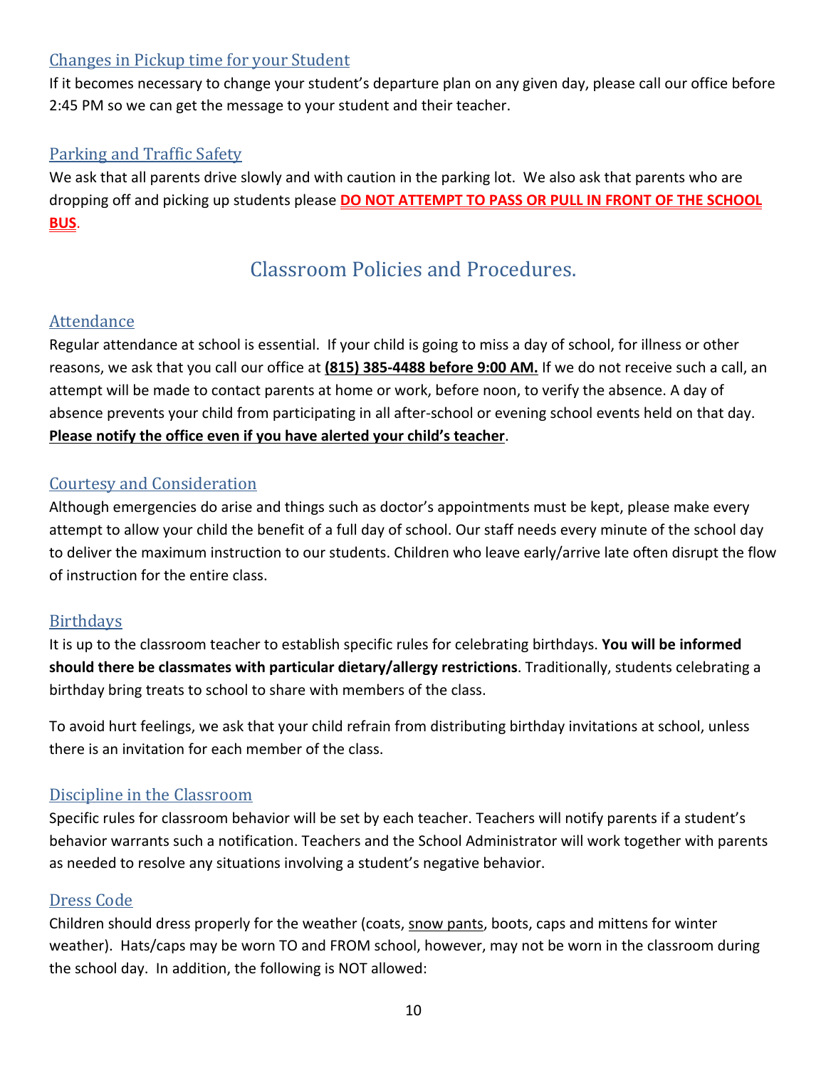## Changes in Pickup time for your Student

If it becomes necessary to change your student's departure plan on any given day, please call our office before 2:45 PM so we can get the message to your student and their teacher.

## Parking and Traffic Safety

We ask that all parents drive slowly and with caution in the parking lot. We also ask that parents who are dropping off and picking up students please **DO NOT ATTEMPT TO PASS OR PULL IN FRONT OF THE SCHOOL BUS**.

# Classroom Policies and Procedures.

## Attendance

Regular attendance at school is essential. If your child is going to miss a day of school, for illness or other reasons, we ask that you call our office at **(815) 385-4488 before 9:00 AM.** If we do not receive such a call, an attempt will be made to contact parents at home or work, before noon, to verify the absence. A day of absence prevents your child from participating in all after-school or evening school events held on that day. **Please notify the office even if you have alerted your child's teacher**.

## Courtesy and Consideration

Although emergencies do arise and things such as doctor's appointments must be kept, please make every attempt to allow your child the benefit of a full day of school. Our staff needs every minute of the school day to deliver the maximum instruction to our students. Children who leave early/arrive late often disrupt the flow of instruction for the entire class.

## Birthdays

It is up to the classroom teacher to establish specific rules for celebrating birthdays. **You will be informed should there be classmates with particular dietary/allergy restrictions**. Traditionally, students celebrating a birthday bring treats to school to share with members of the class.

To avoid hurt feelings, we ask that your child refrain from distributing birthday invitations at school, unless there is an invitation for each member of the class.

## Discipline in the Classroom

Specific rules for classroom behavior will be set by each teacher. Teachers will notify parents if a student's behavior warrants such a notification. Teachers and the School Administrator will work together with parents as needed to resolve any situations involving a student's negative behavior.

## Dress Code

Children should dress properly for the weather (coats, snow pants, boots, caps and mittens for winter weather). Hats/caps may be worn TO and FROM school, however, may not be worn in the classroom during the school day. In addition, the following is NOT allowed: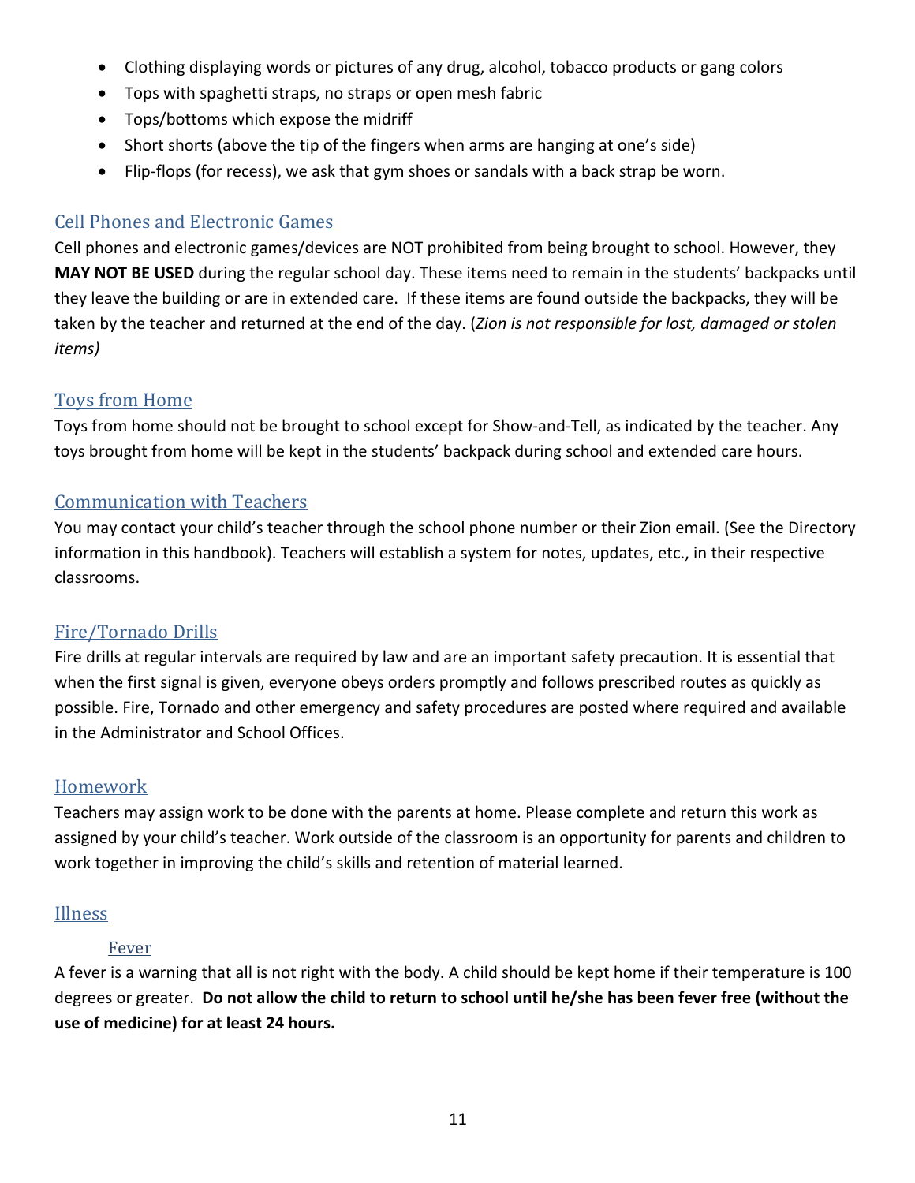- Clothing displaying words or pictures of any drug, alcohol, tobacco products or gang colors
- Tops with spaghetti straps, no straps or open mesh fabric
- Tops/bottoms which expose the midriff
- Short shorts (above the tip of the fingers when arms are hanging at one's side)
- Flip-flops (for recess), we ask that gym shoes or sandals with a back strap be worn.

## Cell Phones and Electronic Games

Cell phones and electronic games/devices are NOT prohibited from being brought to school. However, they **MAY NOT BE USED** during the regular school day. These items need to remain in the students' backpacks until they leave the building or are in extended care. If these items are found outside the backpacks, they will be taken by the teacher and returned at the end of the day. (*Zion is not responsible for lost, damaged or stolen items)*

## Toys from Home

Toys from home should not be brought to school except for Show-and-Tell, as indicated by the teacher. Any toys brought from home will be kept in the students' backpack during school and extended care hours.

## Communication with Teachers

You may contact your child's teacher through the school phone number or their Zion email. (See the Directory information in this handbook). Teachers will establish a system for notes, updates, etc., in their respective classrooms.

## Fire/Tornado Drills

Fire drills at regular intervals are required by law and are an important safety precaution. It is essential that when the first signal is given, everyone obeys orders promptly and follows prescribed routes as quickly as possible. Fire, Tornado and other emergency and safety procedures are posted where required and available in the Administrator and School Offices.

## Homework

Teachers may assign work to be done with the parents at home. Please complete and return this work as assigned by your child's teacher. Work outside of the classroom is an opportunity for parents and children to work together in improving the child's skills and retention of material learned.

## Illness

### Fever

A fever is a warning that all is not right with the body. A child should be kept home if their temperature is 100 degrees or greater. **Do not allow the child to return to school until he/she has been fever free (without the use of medicine) for at least 24 hours.**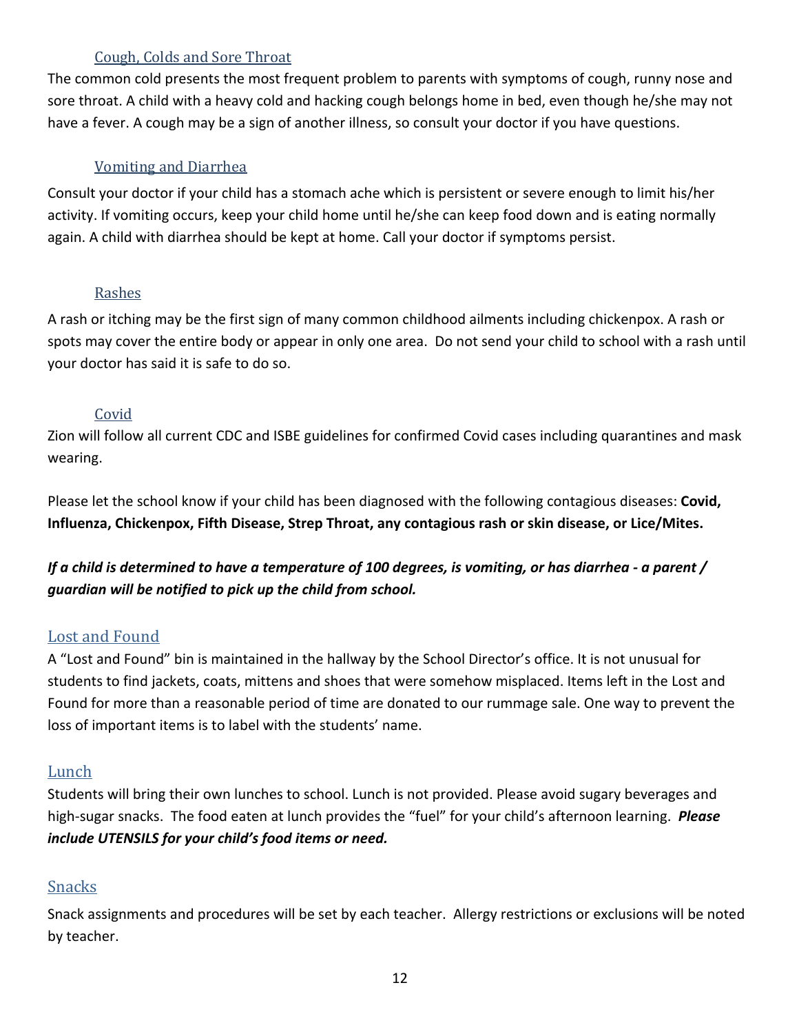### Cough, Colds and Sore Throat

The common cold presents the most frequent problem to parents with symptoms of cough, runny nose and sore throat. A child with a heavy cold and hacking cough belongs home in bed, even though he/she may not have a fever. A cough may be a sign of another illness, so consult your doctor if you have questions.

### Vomiting and Diarrhea

Consult your doctor if your child has a stomach ache which is persistent or severe enough to limit his/her activity. If vomiting occurs, keep your child home until he/she can keep food down and is eating normally again. A child with diarrhea should be kept at home. Call your doctor if symptoms persist.

### Rashes

A rash or itching may be the first sign of many common childhood ailments including chickenpox. A rash or spots may cover the entire body or appear in only one area. Do not send your child to school with a rash until your doctor has said it is safe to do so.

### Covid

Zion will follow all current CDC and ISBE guidelines for confirmed Covid cases including quarantines and mask wearing.

Please let the school know if your child has been diagnosed with the following contagious diseases: **Covid, Influenza, Chickenpox, Fifth Disease, Strep Throat, any contagious rash or skin disease, or Lice/Mites.**

***If a child is determined to have a temperature of 100 degrees, is vomiting, or has diarrhea - a parent / guardian will be notified to pick up the child from school.***

## Lost and Found

A "Lost and Found" bin is maintained in the hallway by the School Director's office. It is not unusual for students to find jackets, coats, mittens and shoes that were somehow misplaced. Items left in the Lost and Found for more than a reasonable period of time are donated to our rummage sale. One way to prevent the loss of important items is to label with the students' name.

## Lunch

Students will bring their own lunches to school. Lunch is not provided. Please avoid sugary beverages and high-sugar snacks. The food eaten at lunch provides the "fuel" for your child's afternoon learning. ***Please include UTENSILS for your child's food items or need.***

## Snacks

Snack assignments and procedures will be set by each teacher. Allergy restrictions or exclusions will be noted by teacher.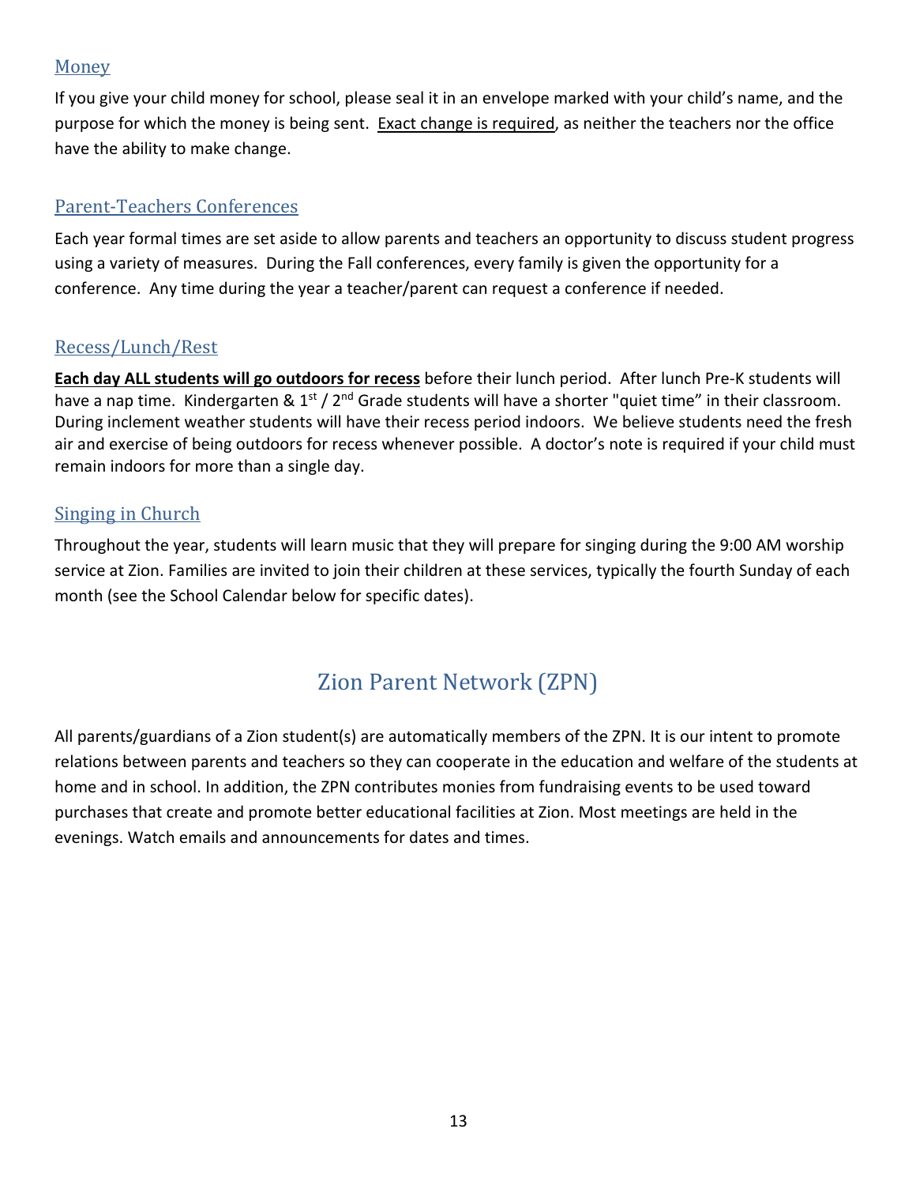### Money

If you give your child money for school, please seal it in an envelope marked with your child's name, and the purpose for which the money is being sent. Exact change is required, as neither the teachers nor the office have the ability to make change.

### Parent-Teachers Conferences

Each year formal times are set aside to allow parents and teachers an opportunity to discuss student progress using a variety of measures. During the Fall conferences, every family is given the opportunity for a conference. Any time during the year a teacher/parent can request a conference if needed.

### Recess/Lunch/Rest

**Each day ALL students will go outdoors for recess** before their lunch period. After lunch Pre-K students will have a nap time. Kindergarten & 1st / 2nd Grade students will have a shorter "quiet time" in their classroom. During inclement weather students will have their recess period indoors. We believe students need the fresh air and exercise of being outdoors for recess whenever possible. A doctor's note is required if your child must remain indoors for more than a single day.

### Singing in Church

Throughout the year, students will learn music that they will prepare for singing during the 9:00 AM worship service at Zion. Families are invited to join their children at these services, typically the fourth Sunday of each month (see the School Calendar below for specific dates).

## Zion Parent Network (ZPN)

All parents/guardians of a Zion student(s) are automatically members of the ZPN. It is our intent to promote relations between parents and teachers so they can cooperate in the education and welfare of the students at home and in school. In addition, the ZPN contributes monies from fundraising events to be used toward purchases that create and promote better educational facilities at Zion. Most meetings are held in the evenings. Watch emails and announcements for dates and times.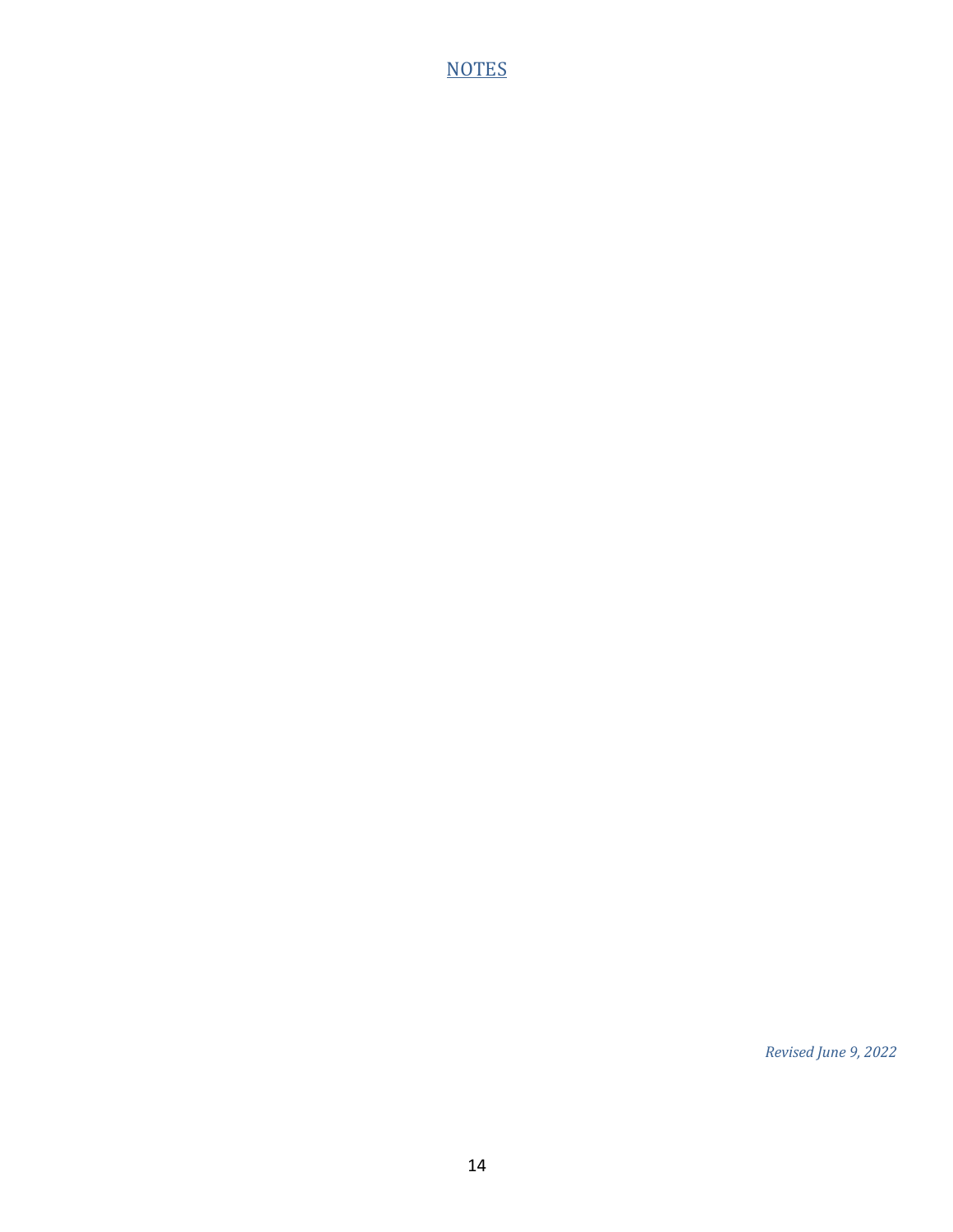## NOTES

*Revised June 9, 2022*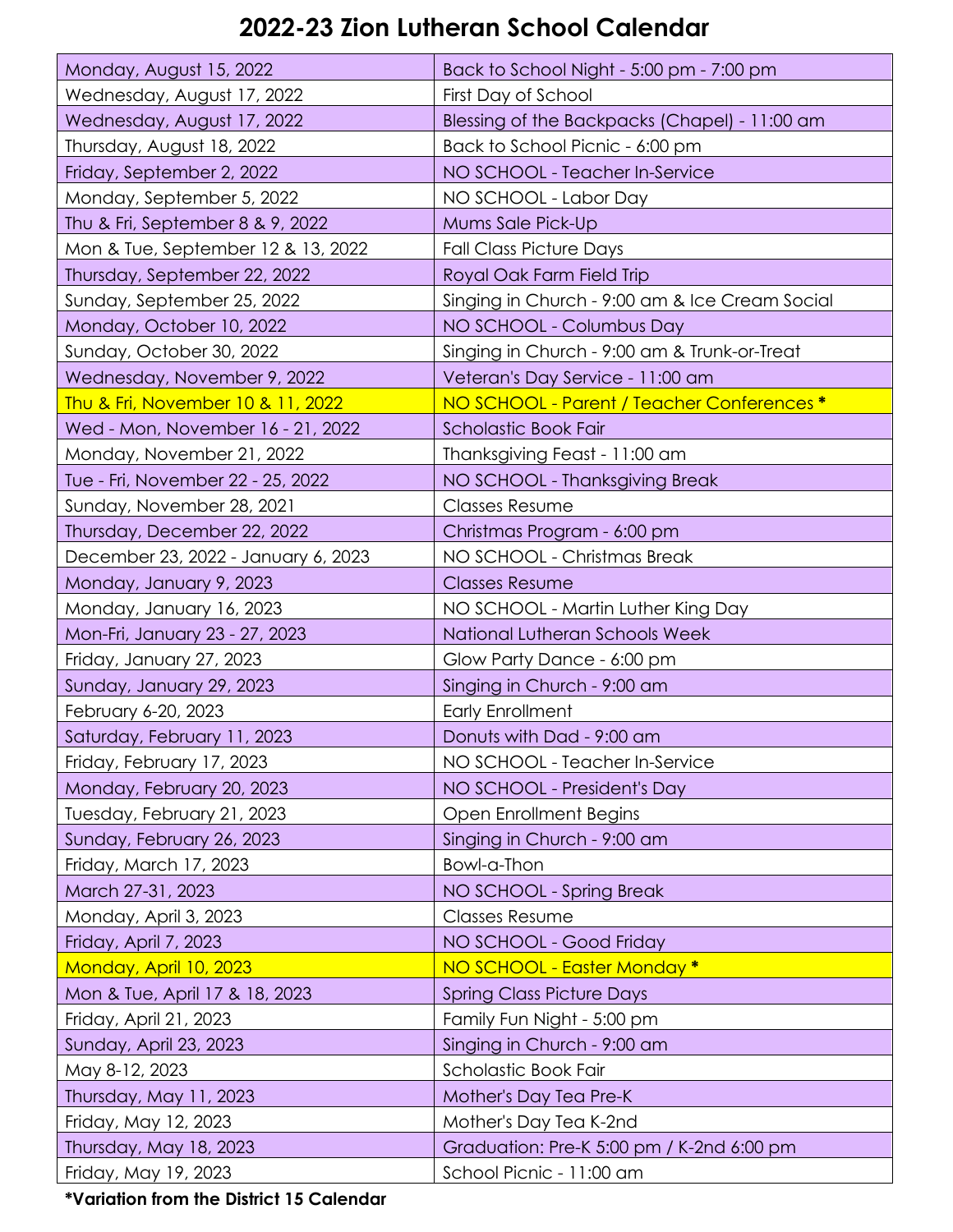# 2022-23 Zion Lutheran School Calendar

| | |
|---|---|
| Monday, August 15, 2022 | Back to School Night - 5:00 pm - 7:00 pm |
| Wednesday, August 17, 2022 | First Day of School |
| Wednesday, August 17, 2022 | Blessing of the Backpacks (Chapel) - 11:00 am |
| Thursday, August 18, 2022 | Back to School Picnic - 6:00 pm |
| Friday, September 2, 2022 | NO SCHOOL - Teacher In-Service |
| Monday, September 5, 2022 | NO SCHOOL - Labor Day |
| Thu & Fri, September 8 & 9, 2022 | Mums Sale Pick-Up |
| Mon & Tue, September 12 & 13, 2022 | Fall Class Picture Days |
| Thursday, September 22, 2022 | Royal Oak Farm Field Trip |
| Sunday, September 25, 2022 | Singing in Church - 9:00 am & Ice Cream Social |
| Monday, October 10, 2022 | NO SCHOOL - Columbus Day |
| Sunday, October 30, 2022 | Singing in Church - 9:00 am & Trunk-or-Treat |
| Wednesday, November 9, 2022 | Veteran's Day Service - 11:00 am |
| Thu & Fri, November 10 & 11, 2022 | NO SCHOOL - Parent / Teacher Conferences **\*** |
| Wed - Mon, November 16 - 21, 2022 | Scholastic Book Fair |
| Monday, November 21, 2022 | Thanksgiving Feast - 11:00 am |
| Tue - Fri, November 22 - 25, 2022 | NO SCHOOL - Thanksgiving Break |
| Sunday, November 28, 2021 | Classes Resume |
| Thursday, December 22, 2022 | Christmas Program - 6:00 pm |
| December 23, 2022 - January 6, 2023 | NO SCHOOL - Christmas Break |
| Monday, January 9, 2023 | Classes Resume |
| Monday, January 16, 2023 | NO SCHOOL - Martin Luther King Day |
| Mon-Fri, January 23 - 27, 2023 | National Lutheran Schools Week |
| Friday, January 27, 2023 | Glow Party Dance - 6:00 pm |
| Sunday, January 29, 2023 | Singing in Church - 9:00 am |
| February 6-20, 2023 | Early Enrollment |
| Saturday, February 11, 2023 | Donuts with Dad - 9:00 am |
| Friday, February 17, 2023 | NO SCHOOL - Teacher In-Service |
| Monday, February 20, 2023 | NO SCHOOL - President's Day |
| Tuesday, February 21, 2023 | Open Enrollment Begins |
| Sunday, February 26, 2023 | Singing in Church - 9:00 am |
| Friday, March 17, 2023 | Bowl-a-Thon |
| March 27-31, 2023 | NO SCHOOL - Spring Break |
| Monday, April 3, 2023 | Classes Resume |
| Friday, April 7, 2023 | NO SCHOOL - Good Friday |
| Monday, April 10, 2023 | NO SCHOOL - Easter Monday **\*** |
| Mon & Tue, April 17 & 18, 2023 | Spring Class Picture Days |
| Friday, April 21, 2023 | Family Fun Night - 5:00 pm |
| Sunday, April 23, 2023 | Singing in Church - 9:00 am |
| May 8-12, 2023 | Scholastic Book Fair |
| Thursday, May 11, 2023 | Mother's Day Tea Pre-K |
| Friday, May 12, 2023 | Mother's Day Tea K-2nd |
| Thursday, May 18, 2023 | Graduation: Pre-K 5:00 pm / K-2nd 6:00 pm |
| Friday, May 19, 2023 | School Picnic - 11:00 am |

**\*Variation from the District 15 Calendar**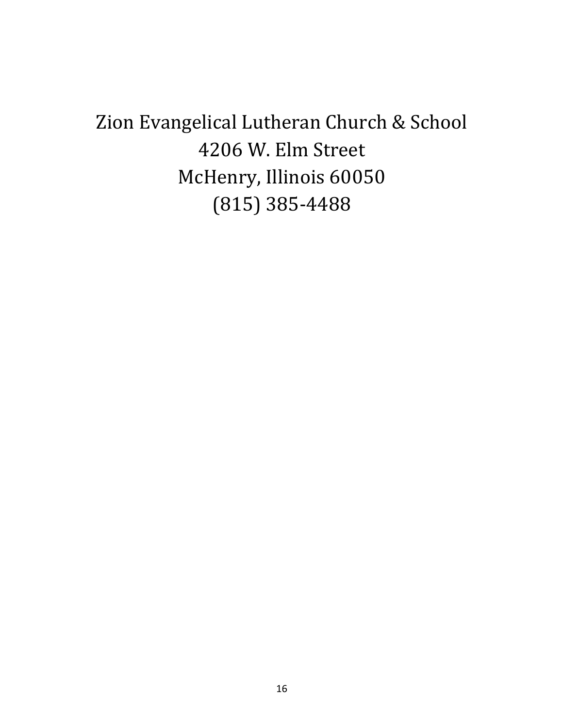Zion Evangelical Lutheran Church & School
4206 W. Elm Street
McHenry, Illinois 60050
(815) 385-4488